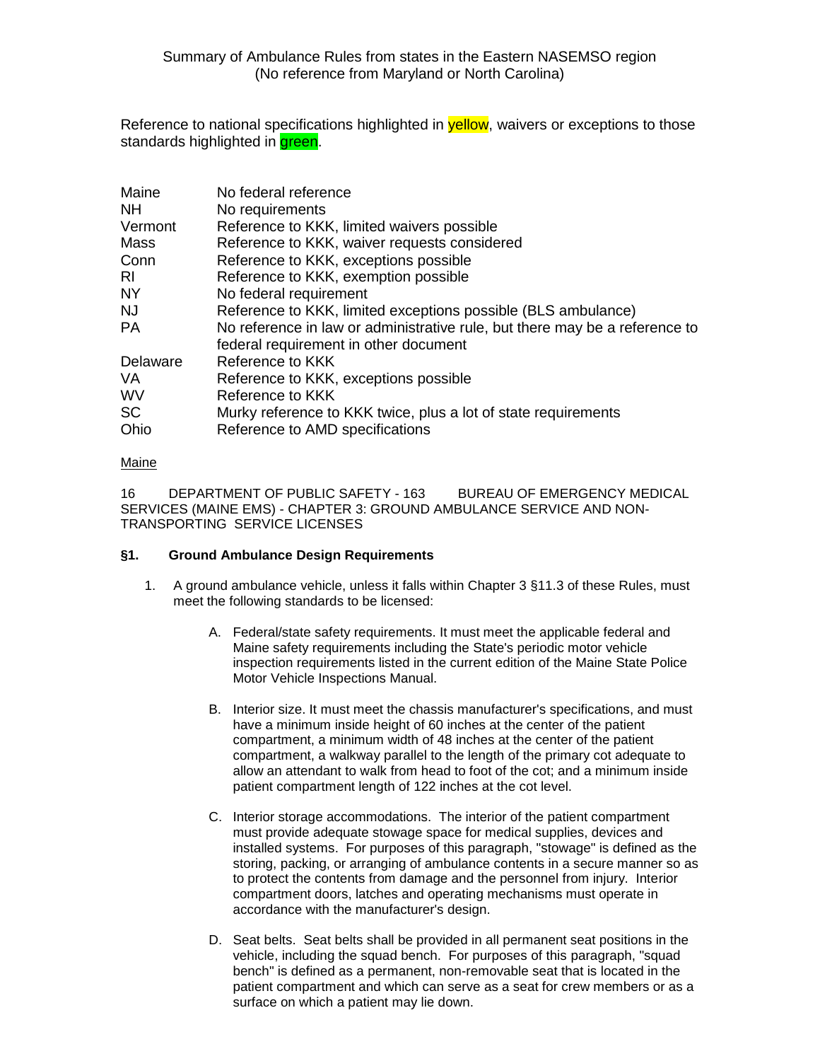Summary of Ambulance Rules from states in the Eastern NASEMSO region
(No reference from Maryland or North Carolina)

Reference to national specifications highlighted in yellow, waivers or exceptions to those standards highlighted in green.

| | |
|---|---|
| Maine | No federal reference |
| NH | No requirements |
| Vermont | Reference to KKK, limited waivers possible |
| Mass | Reference to KKK, waiver requests considered |
| Conn | Reference to KKK, exceptions possible |
| RI | Reference to KKK, exemption possible |
| NY | No federal requirement |
| NJ | Reference to KKK, limited exceptions possible (BLS ambulance) |
| PA | No reference in law or administrative rule, but there may be a reference to federal requirement in other document |
| Delaware | Reference to KKK |
| VA | Reference to KKK, exceptions possible |
| WV | Reference to KKK |
| SC | Murky reference to KKK twice, plus a lot of state requirements |
| Ohio | Reference to AMD specifications |

## Maine

16 DEPARTMENT OF PUBLIC SAFETY - 163 BUREAU OF EMERGENCY MEDICAL SERVICES (MAINE EMS) - CHAPTER 3: GROUND AMBULANCE SERVICE AND NON-TRANSPORTING SERVICE LICENSES

### §1. Ground Ambulance Design Requirements

1. A ground ambulance vehicle, unless it falls within Chapter 3 §11.3 of these Rules, must meet the following standards to be licensed:

   A. Federal/state safety requirements. It must meet the applicable federal and Maine safety requirements including the State's periodic motor vehicle inspection requirements listed in the current edition of the Maine State Police Motor Vehicle Inspections Manual.

   B. Interior size. It must meet the chassis manufacturer's specifications, and must have a minimum inside height of 60 inches at the center of the patient compartment, a minimum width of 48 inches at the center of the patient compartment, a walkway parallel to the length of the primary cot adequate to allow an attendant to walk from head to foot of the cot; and a minimum inside patient compartment length of 122 inches at the cot level.

   C. Interior storage accommodations. The interior of the patient compartment must provide adequate stowage space for medical supplies, devices and installed systems. For purposes of this paragraph, "stowage" is defined as the storing, packing, or arranging of ambulance contents in a secure manner so as to protect the contents from damage and the personnel from injury. Interior compartment doors, latches and operating mechanisms must operate in accordance with the manufacturer's design.

   D. Seat belts. Seat belts shall be provided in all permanent seat positions in the vehicle, including the squad bench. For purposes of this paragraph, "squad bench" is defined as a permanent, non-removable seat that is located in the patient compartment and which can serve as a seat for crew members or as a surface on which a patient may lie down.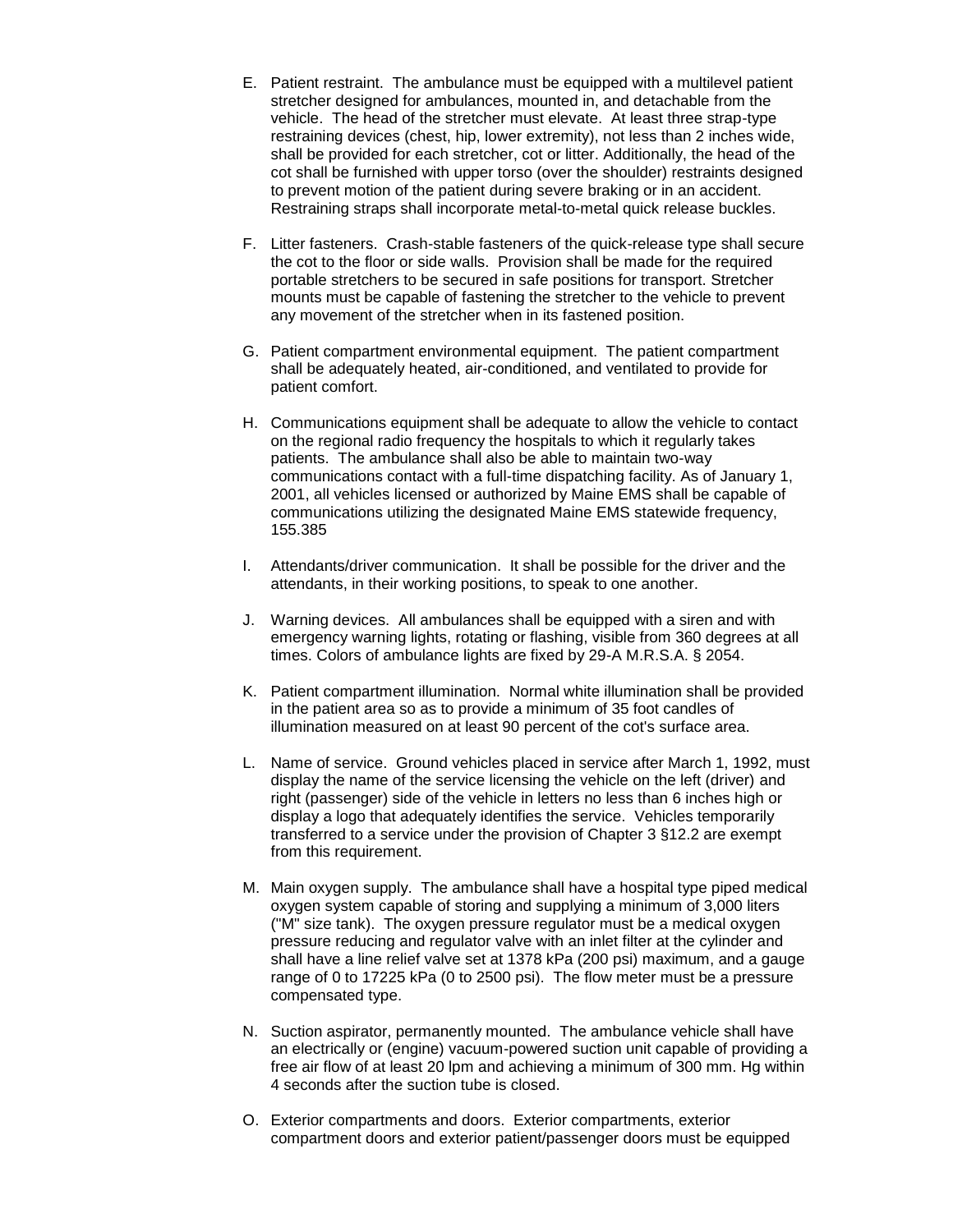E. Patient restraint. The ambulance must be equipped with a multilevel patient stretcher designed for ambulances, mounted in, and detachable from the vehicle. The head of the stretcher must elevate. At least three strap-type restraining devices (chest, hip, lower extremity), not less than 2 inches wide, shall be provided for each stretcher, cot or litter. Additionally, the head of the cot shall be furnished with upper torso (over the shoulder) restraints designed to prevent motion of the patient during severe braking or in an accident. Restraining straps shall incorporate metal-to-metal quick release buckles.

F. Litter fasteners. Crash-stable fasteners of the quick-release type shall secure the cot to the floor or side walls. Provision shall be made for the required portable stretchers to be secured in safe positions for transport. Stretcher mounts must be capable of fastening the stretcher to the vehicle to prevent any movement of the stretcher when in its fastened position.

G. Patient compartment environmental equipment. The patient compartment shall be adequately heated, air-conditioned, and ventilated to provide for patient comfort.

H. Communications equipment shall be adequate to allow the vehicle to contact on the regional radio frequency the hospitals to which it regularly takes patients. The ambulance shall also be able to maintain two-way communications contact with a full-time dispatching facility. As of January 1, 2001, all vehicles licensed or authorized by Maine EMS shall be capable of communications utilizing the designated Maine EMS statewide frequency, 155.385

I. Attendants/driver communication. It shall be possible for the driver and the attendants, in their working positions, to speak to one another.

J. Warning devices. All ambulances shall be equipped with a siren and with emergency warning lights, rotating or flashing, visible from 360 degrees at all times. Colors of ambulance lights are fixed by 29-A M.R.S.A. § 2054.

K. Patient compartment illumination. Normal white illumination shall be provided in the patient area so as to provide a minimum of 35 foot candles of illumination measured on at least 90 percent of the cot's surface area.

L. Name of service. Ground vehicles placed in service after March 1, 1992, must display the name of the service licensing the vehicle on the left (driver) and right (passenger) side of the vehicle in letters no less than 6 inches high or display a logo that adequately identifies the service. Vehicles temporarily transferred to a service under the provision of Chapter 3 §12.2 are exempt from this requirement.

M. Main oxygen supply. The ambulance shall have a hospital type piped medical oxygen system capable of storing and supplying a minimum of 3,000 liters ("M" size tank). The oxygen pressure regulator must be a medical oxygen pressure reducing and regulator valve with an inlet filter at the cylinder and shall have a line relief valve set at 1378 kPa (200 psi) maximum, and a gauge range of 0 to 17225 kPa (0 to 2500 psi). The flow meter must be a pressure compensated type.

N. Suction aspirator, permanently mounted. The ambulance vehicle shall have an electrically or (engine) vacuum-powered suction unit capable of providing a free air flow of at least 20 lpm and achieving a minimum of 300 mm. Hg within 4 seconds after the suction tube is closed.

O. Exterior compartments and doors. Exterior compartments, exterior compartment doors and exterior patient/passenger doors must be equipped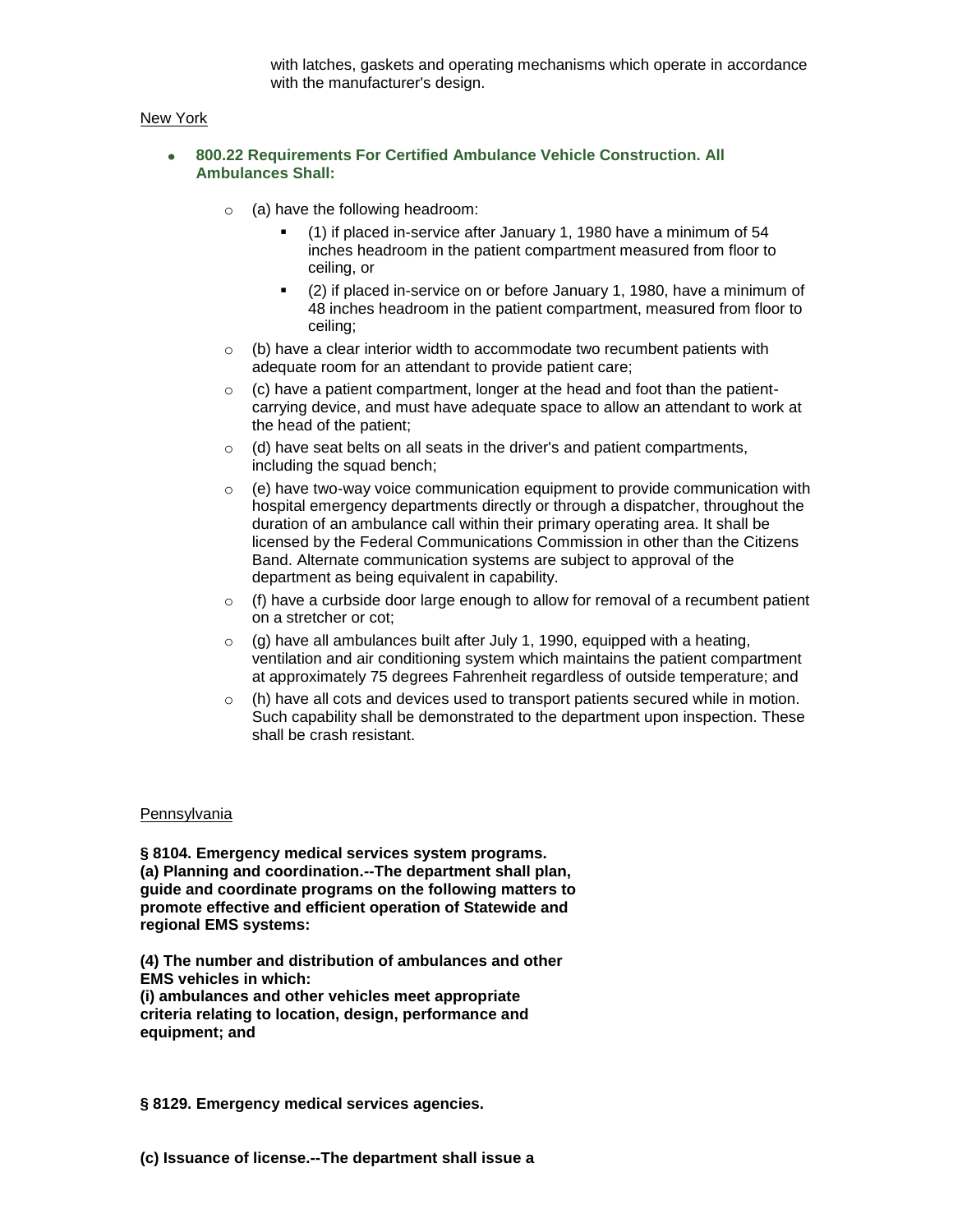with latches, gaskets and operating mechanisms which operate in accordance with the manufacturer's design.

New York

- **800.22 Requirements For Certified Ambulance Vehicle Construction. All Ambulances Shall:**
    - (a) have the following headroom:
        - (1) if placed in-service after January 1, 1980 have a minimum of 54 inches headroom in the patient compartment measured from floor to ceiling, or
        - (2) if placed in-service on or before January 1, 1980, have a minimum of 48 inches headroom in the patient compartment, measured from floor to ceiling;
    - (b) have a clear interior width to accommodate two recumbent patients with adequate room for an attendant to provide patient care;
    - (c) have a patient compartment, longer at the head and foot than the patient-carrying device, and must have adequate space to allow an attendant to work at the head of the patient;
    - (d) have seat belts on all seats in the driver's and patient compartments, including the squad bench;
    - (e) have two-way voice communication equipment to provide communication with hospital emergency departments directly or through a dispatcher, throughout the duration of an ambulance call within their primary operating area. It shall be licensed by the Federal Communications Commission in other than the Citizens Band. Alternate communication systems are subject to approval of the department as being equivalent in capability.
    - (f) have a curbside door large enough to allow for removal of a recumbent patient on a stretcher or cot;
    - (g) have all ambulances built after July 1, 1990, equipped with a heating, ventilation and air conditioning system which maintains the patient compartment at approximately 75 degrees Fahrenheit regardless of outside temperature; and
    - (h) have all cots and devices used to transport patients secured while in motion. Such capability shall be demonstrated to the department upon inspection. These shall be crash resistant.

Pennsylvania

**§ 8104. Emergency medical services system programs.**
**(a) Planning and coordination.--The department shall plan, guide and coordinate programs on the following matters to promote effective and efficient operation of Statewide and regional EMS systems:**

**(4) The number and distribution of ambulances and other EMS vehicles in which:**
**(i) ambulances and other vehicles meet appropriate criteria relating to location, design, performance and equipment; and**

**§ 8129. Emergency medical services agencies.**

**(c) Issuance of license.--The department shall issue a**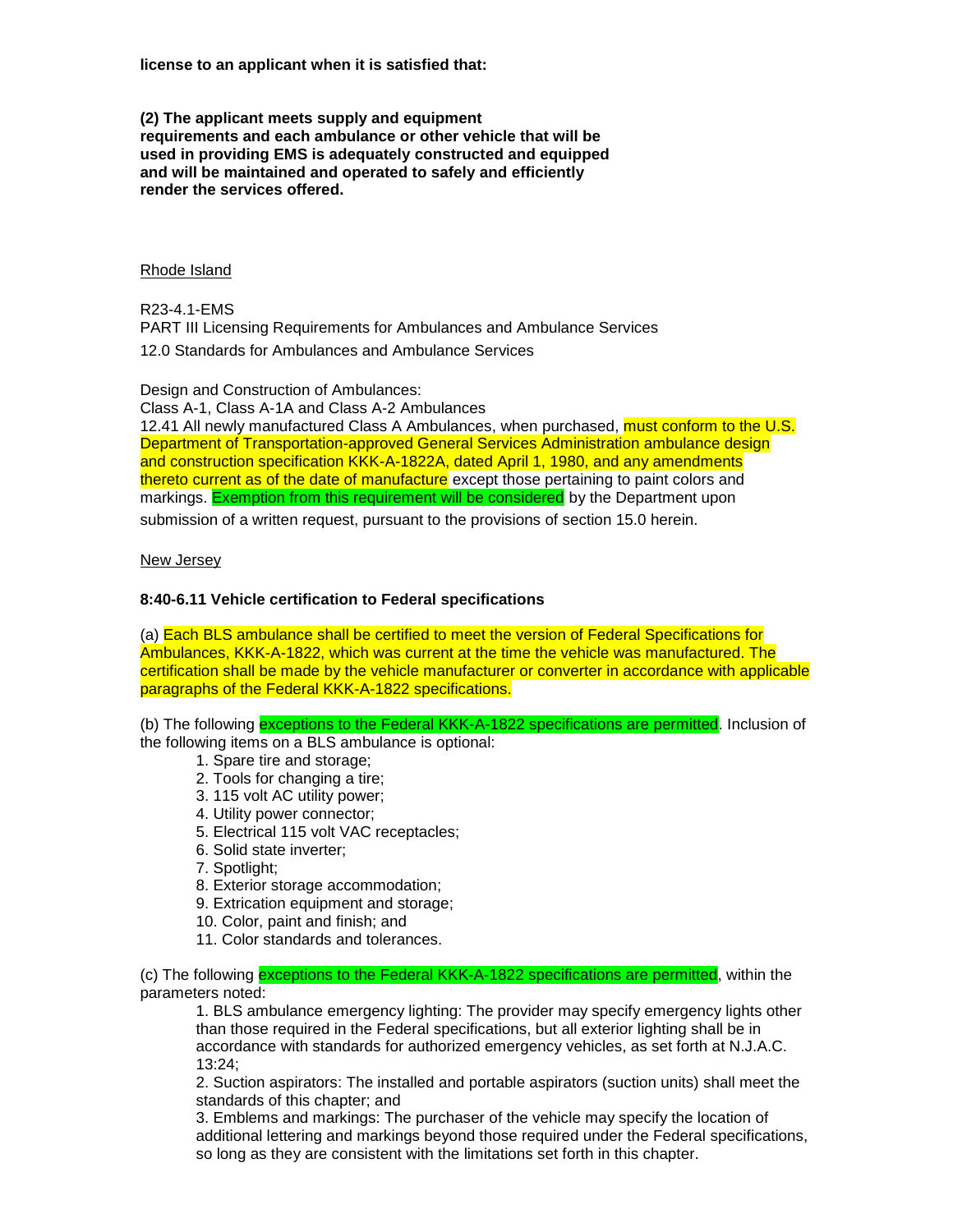**license to an applicant when it is satisfied that:**

**(2) The applicant meets supply and equipment requirements and each ambulance or other vehicle that will be used in providing EMS is adequately constructed and equipped and will be maintained and operated to safely and efficiently render the services offered.**

<u>Rhode Island</u>

R23-4.1-EMS
PART III Licensing Requirements for Ambulances and Ambulance Services
12.0 Standards for Ambulances and Ambulance Services

Design and Construction of Ambulances:
Class A-1, Class A-1A and Class A-2 Ambulances
12.41 All newly manufactured Class A Ambulances, when purchased, must conform to the U.S. Department of Transportation-approved General Services Administration ambulance design and construction specification KKK-A-1822A, dated April 1, 1980, and any amendments thereto current as of the date of manufacture except those pertaining to paint colors and markings. Exemption from this requirement will be considered by the Department upon submission of a written request, pursuant to the provisions of section 15.0 herein.

<u>New Jersey</u>

**8:40-6.11 Vehicle certification to Federal specifications**

(a) Each BLS ambulance shall be certified to meet the version of Federal Specifications for Ambulances, KKK-A-1822, which was current at the time the vehicle was manufactured. The certification shall be made by the vehicle manufacturer or converter in accordance with applicable paragraphs of the Federal KKK-A-1822 specifications.

(b) The following exceptions to the Federal KKK-A-1822 specifications are permitted. Inclusion of the following items on a BLS ambulance is optional:

1. Spare tire and storage;
2. Tools for changing a tire;
3. 115 volt AC utility power;
4. Utility power connector;
5. Electrical 115 volt VAC receptacles;
6. Solid state inverter;
7. Spotlight;
8. Exterior storage accommodation;
9. Extrication equipment and storage;
10. Color, paint and finish; and
11. Color standards and tolerances.

(c) The following exceptions to the Federal KKK-A-1822 specifications are permitted, within the parameters noted:

1. BLS ambulance emergency lighting: The provider may specify emergency lights other than those required in the Federal specifications, but all exterior lighting shall be in accordance with standards for authorized emergency vehicles, as set forth at N.J.A.C. 13:24;
2. Suction aspirators: The installed and portable aspirators (suction units) shall meet the standards of this chapter; and
3. Emblems and markings: The purchaser of the vehicle may specify the location of additional lettering and markings beyond those required under the Federal specifications, so long as they are consistent with the limitations set forth in this chapter.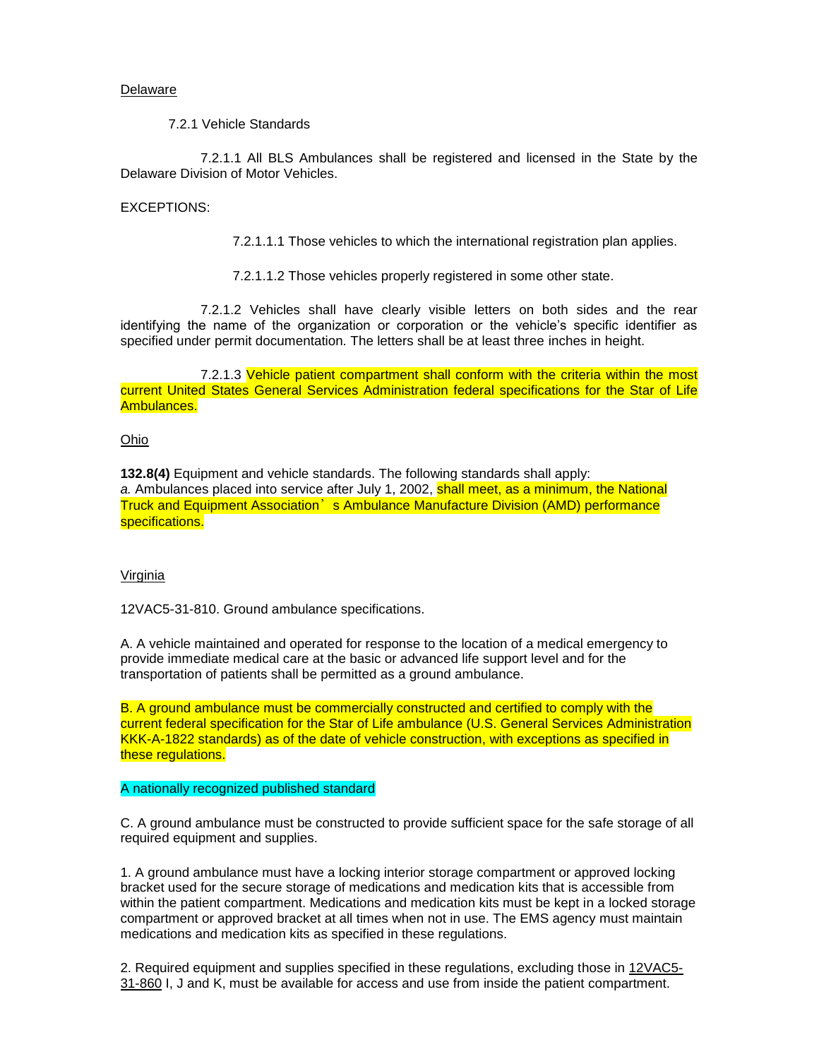<u>Delaware</u>

7.2.1 Vehicle Standards

7.2.1.1 All BLS Ambulances shall be registered and licensed in the State by the Delaware Division of Motor Vehicles.

EXCEPTIONS:

7.2.1.1.1 Those vehicles to which the international registration plan applies.

7.2.1.1.2 Those vehicles properly registered in some other state.

7.2.1.2 Vehicles shall have clearly visible letters on both sides and the rear identifying the name of the organization or corporation or the vehicle's specific identifier as specified under permit documentation. The letters shall be at least three inches in height.

7.2.1.3 Vehicle patient compartment shall conform with the criteria within the most current United States General Services Administration federal specifications for the Star of Life Ambulances.

<u>Ohio</u>

**132.8(4)** Equipment and vehicle standards. The following standards shall apply:
*a.* Ambulances placed into service after July 1, 2002, shall meet, as a minimum, the National Truck and Equipment Association's Ambulance Manufacture Division (AMD) performance specifications.

<u>Virginia</u>

12VAC5-31-810. Ground ambulance specifications.

A. A vehicle maintained and operated for response to the location of a medical emergency to provide immediate medical care at the basic or advanced life support level and for the transportation of patients shall be permitted as a ground ambulance.

B. A ground ambulance must be commercially constructed and certified to comply with the current federal specification for the Star of Life ambulance (U.S. General Services Administration KKK-A-1822 standards) as of the date of vehicle construction, with exceptions as specified in these regulations.

A nationally recognized published standard

C. A ground ambulance must be constructed to provide sufficient space for the safe storage of all required equipment and supplies.

1. A ground ambulance must have a locking interior storage compartment or approved locking bracket used for the secure storage of medications and medication kits that is accessible from within the patient compartment. Medications and medication kits must be kept in a locked storage compartment or approved bracket at all times when not in use. The EMS agency must maintain medications and medication kits as specified in these regulations.

2. Required equipment and supplies specified in these regulations, excluding those in <u>12VAC5-31-860</u> I, J and K, must be available for access and use from inside the patient compartment.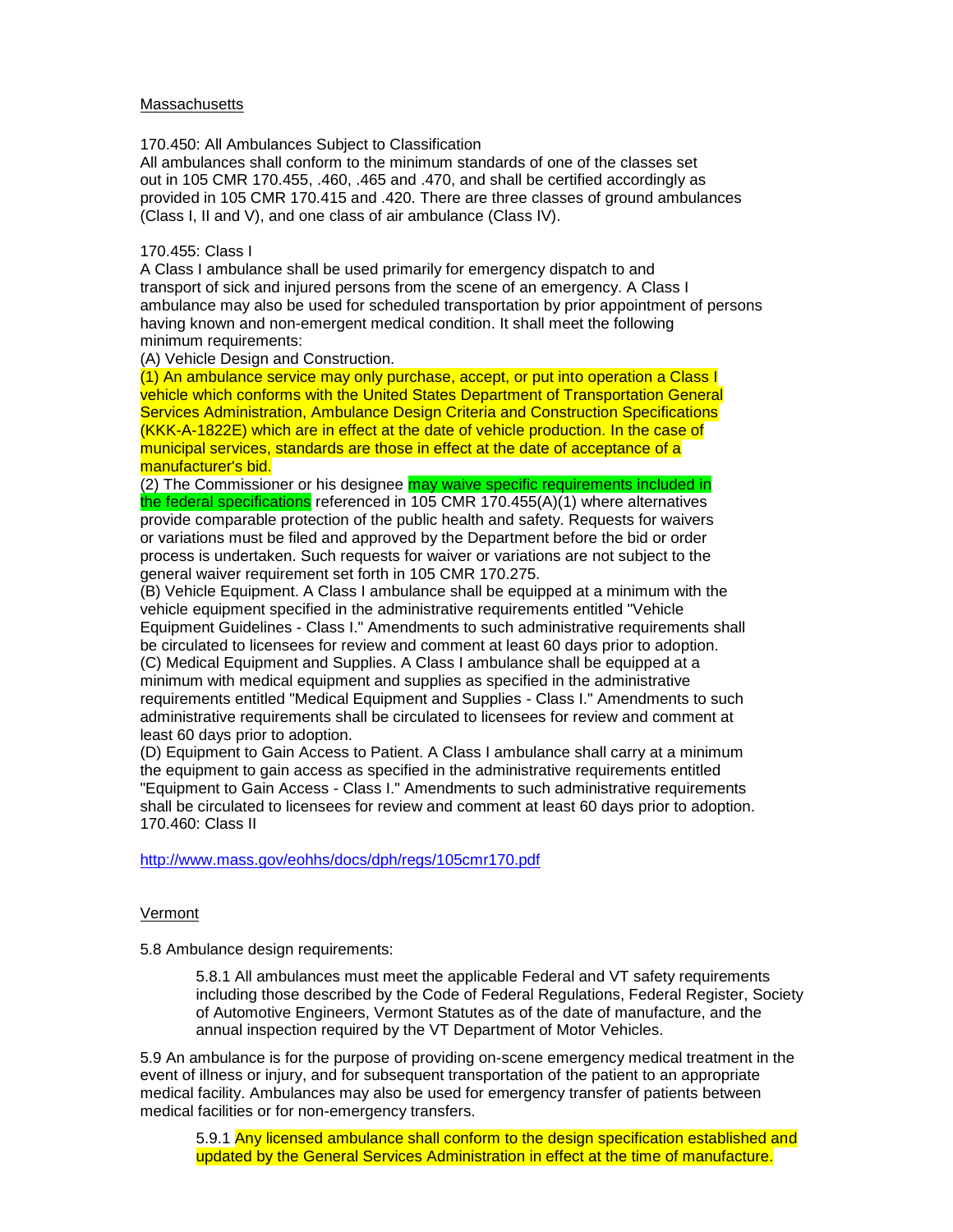Massachusetts

170.450: All Ambulances Subject to Classification
All ambulances shall conform to the minimum standards of one of the classes set out in 105 CMR 170.455, .460, .465 and .470, and shall be certified accordingly as provided in 105 CMR 170.415 and .420. There are three classes of ground ambulances (Class I, II and V), and one class of air ambulance (Class IV).

170.455: Class I
A Class I ambulance shall be used primarily for emergency dispatch to and transport of sick and injured persons from the scene of an emergency. A Class I ambulance may also be used for scheduled transportation by prior appointment of persons having known and non-emergent medical condition. It shall meet the following minimum requirements:
(A) Vehicle Design and Construction.
(1) An ambulance service may only purchase, accept, or put into operation a Class I vehicle which conforms with the United States Department of Transportation General Services Administration, Ambulance Design Criteria and Construction Specifications (KKK-A-1822E) which are in effect at the date of vehicle production. In the case of municipal services, standards are those in effect at the date of acceptance of a manufacturer's bid.
(2) The Commissioner or his designee may waive specific requirements included in the federal specifications referenced in 105 CMR 170.455(A)(1) where alternatives provide comparable protection of the public health and safety. Requests for waivers or variations must be filed and approved by the Department before the bid or order process is undertaken. Such requests for waiver or variations are not subject to the general waiver requirement set forth in 105 CMR 170.275.
(B) Vehicle Equipment. A Class I ambulance shall be equipped at a minimum with the vehicle equipment specified in the administrative requirements entitled "Vehicle Equipment Guidelines - Class I." Amendments to such administrative requirements shall be circulated to licensees for review and comment at least 60 days prior to adoption.
(C) Medical Equipment and Supplies. A Class I ambulance shall be equipped at a minimum with medical equipment and supplies as specified in the administrative requirements entitled "Medical Equipment and Supplies - Class I." Amendments to such administrative requirements shall be circulated to licensees for review and comment at least 60 days prior to adoption.
(D) Equipment to Gain Access to Patient. A Class I ambulance shall carry at a minimum the equipment to gain access as specified in the administrative requirements entitled "Equipment to Gain Access - Class I." Amendments to such administrative requirements shall be circulated to licensees for review and comment at least 60 days prior to adoption.
170.460: Class II

http://www.mass.gov/eohhs/docs/dph/regs/105cmr170.pdf

Vermont

5.8 Ambulance design requirements:

> 5.8.1 All ambulances must meet the applicable Federal and VT safety requirements including those described by the Code of Federal Regulations, Federal Register, Society of Automotive Engineers, Vermont Statutes as of the date of manufacture, and the annual inspection required by the VT Department of Motor Vehicles.

5.9 An ambulance is for the purpose of providing on-scene emergency medical treatment in the event of illness or injury, and for subsequent transportation of the patient to an appropriate medical facility. Ambulances may also be used for emergency transfer of patients between medical facilities or for non-emergency transfers.

> 5.9.1 Any licensed ambulance shall conform to the design specification established and updated by the General Services Administration in effect at the time of manufacture.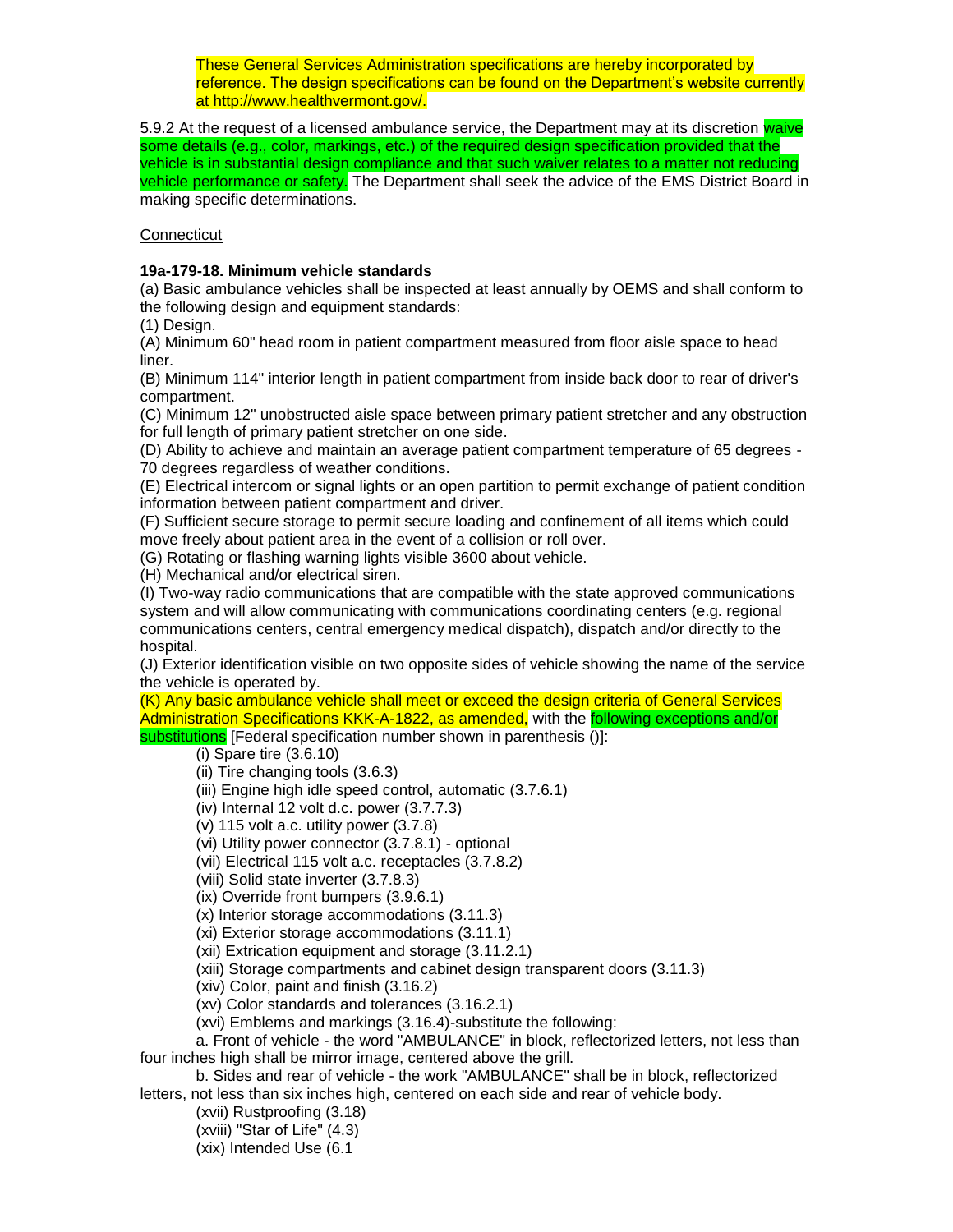These General Services Administration specifications are hereby incorporated by reference. The design specifications can be found on the Department's website currently at http://www.healthvermont.gov/.

5.9.2 At the request of a licensed ambulance service, the Department may at its discretion waive some details (e.g., color, markings, etc.) of the required design specification provided that the vehicle is in substantial design compliance and that such waiver relates to a matter not reducing vehicle performance or safety. The Department shall seek the advice of the EMS District Board in making specific determinations.

Connecticut

**19a-179-18. Minimum vehicle standards**

(a) Basic ambulance vehicles shall be inspected at least annually by OEMS and shall conform to the following design and equipment standards:

(1) Design.

(A) Minimum 60" head room in patient compartment measured from floor aisle space to head liner.

(B) Minimum 114" interior length in patient compartment from inside back door to rear of driver's compartment.

(C) Minimum 12" unobstructed aisle space between primary patient stretcher and any obstruction for full length of primary patient stretcher on one side.

(D) Ability to achieve and maintain an average patient compartment temperature of 65 degrees - 70 degrees regardless of weather conditions.

(E) Electrical intercom or signal lights or an open partition to permit exchange of patient condition information between patient compartment and driver.

(F) Sufficient secure storage to permit secure loading and confinement of all items which could move freely about patient area in the event of a collision or roll over.

(G) Rotating or flashing warning lights visible 3600 about vehicle.

(H) Mechanical and/or electrical siren.

(I) Two-way radio communications that are compatible with the state approved communications system and will allow communicating with communications coordinating centers (e.g. regional communications centers, central emergency medical dispatch), dispatch and/or directly to the hospital.

(J) Exterior identification visible on two opposite sides of vehicle showing the name of the service the vehicle is operated by.

(K) Any basic ambulance vehicle shall meet or exceed the design criteria of General Services Administration Specifications KKK-A-1822, as amended, with the following exceptions and/or substitutions [Federal specification number shown in parenthesis ()]:

(i) Spare tire (3.6.10)
(ii) Tire changing tools (3.6.3)
(iii) Engine high idle speed control, automatic (3.7.6.1)
(iv) Internal 12 volt d.c. power (3.7.7.3)
(v) 115 volt a.c. utility power (3.7.8)
(vi) Utility power connector (3.7.8.1) - optional
(vii) Electrical 115 volt a.c. receptacles (3.7.8.2)
(viii) Solid state inverter (3.7.8.3)
(ix) Override front bumpers (3.9.6.1)
(x) Interior storage accommodations (3.11.3)
(xi) Exterior storage accommodations (3.11.1)
(xii) Extrication equipment and storage (3.11.2.1)
(xiii) Storage compartments and cabinet design transparent doors (3.11.3)
(xiv) Color, paint and finish (3.16.2)
(xv) Color standards and tolerances (3.16.2.1)
(xvi) Emblems and markings (3.16.4)-substitute the following:

a. Front of vehicle - the word "AMBULANCE" in block, reflectorized letters, not less than four inches high shall be mirror image, centered above the grill.

b. Sides and rear of vehicle - the work "AMBULANCE" shall be in block, reflectorized letters, not less than six inches high, centered on each side and rear of vehicle body.

(xvii) Rustproofing (3.18)
(xviii) "Star of Life" (4.3)
(xix) Intended Use (6.1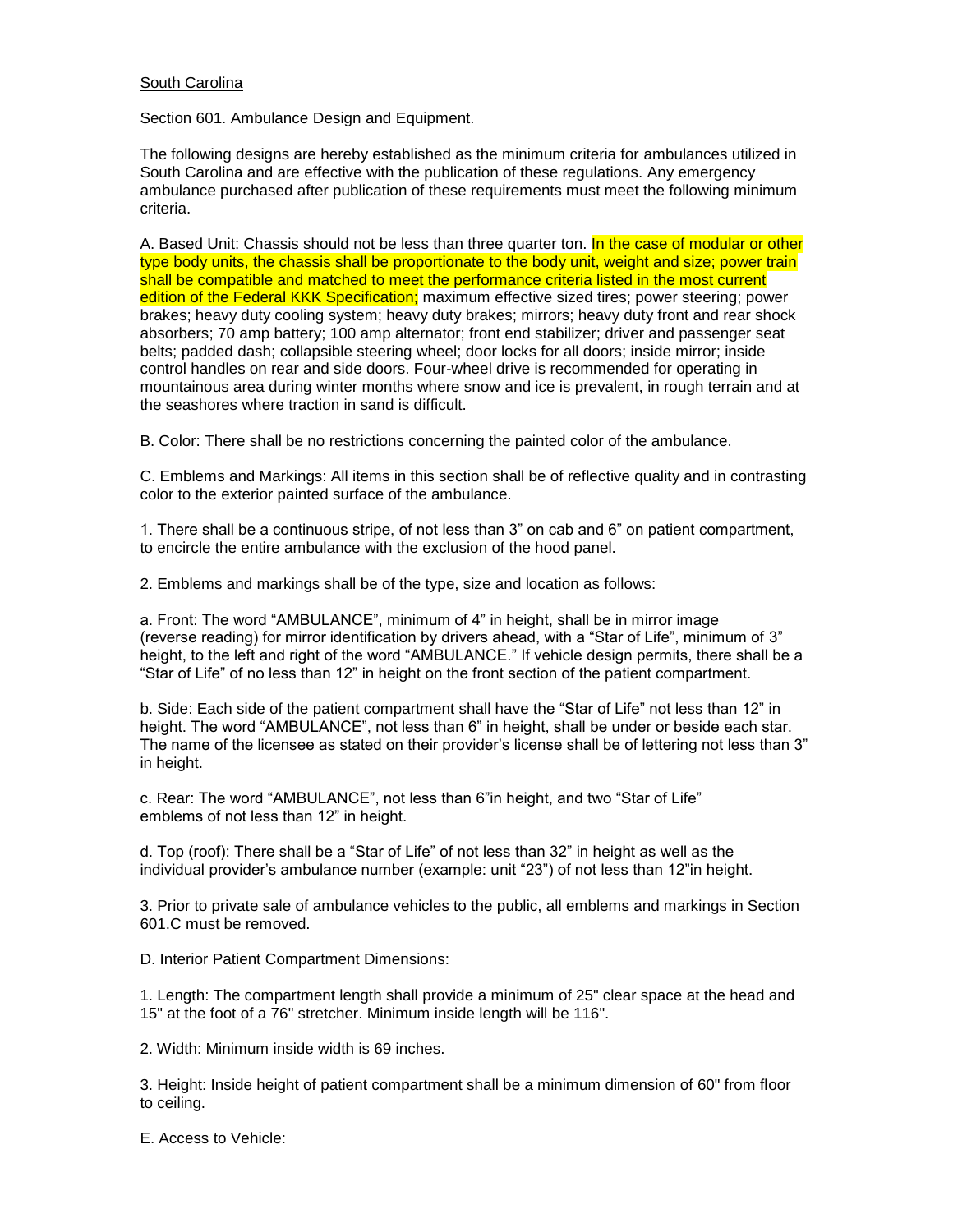South Carolina

Section 601. Ambulance Design and Equipment.

The following designs are hereby established as the minimum criteria for ambulances utilized in South Carolina and are effective with the publication of these regulations. Any emergency ambulance purchased after publication of these requirements must meet the following minimum criteria.

A. Based Unit: Chassis should not be less than three quarter ton. In the case of modular or other type body units, the chassis shall be proportionate to the body unit, weight and size; power train shall be compatible and matched to meet the performance criteria listed in the most current edition of the Federal KKK Specification; maximum effective sized tires; power steering; power brakes; heavy duty cooling system; heavy duty brakes; mirrors; heavy duty front and rear shock absorbers; 70 amp battery; 100 amp alternator; front end stabilizer; driver and passenger seat belts; padded dash; collapsible steering wheel; door locks for all doors; inside mirror; inside control handles on rear and side doors. Four-wheel drive is recommended for operating in mountainous area during winter months where snow and ice is prevalent, in rough terrain and at the seashores where traction in sand is difficult.

B. Color: There shall be no restrictions concerning the painted color of the ambulance.

C. Emblems and Markings: All items in this section shall be of reflective quality and in contrasting color to the exterior painted surface of the ambulance.

1. There shall be a continuous stripe, of not less than 3" on cab and 6" on patient compartment, to encircle the entire ambulance with the exclusion of the hood panel.

2. Emblems and markings shall be of the type, size and location as follows:

a. Front: The word "AMBULANCE", minimum of 4" in height, shall be in mirror image (reverse reading) for mirror identification by drivers ahead, with a "Star of Life", minimum of 3" height, to the left and right of the word "AMBULANCE." If vehicle design permits, there shall be a "Star of Life" of no less than 12" in height on the front section of the patient compartment.

b. Side: Each side of the patient compartment shall have the "Star of Life" not less than 12" in height. The word "AMBULANCE", not less than 6" in height, shall be under or beside each star. The name of the licensee as stated on their provider's license shall be of lettering not less than 3" in height.

c. Rear: The word "AMBULANCE", not less than 6"in height, and two "Star of Life" emblems of not less than 12" in height.

d. Top (roof): There shall be a "Star of Life" of not less than 32" in height as well as the individual provider's ambulance number (example: unit "23") of not less than 12"in height.

3. Prior to private sale of ambulance vehicles to the public, all emblems and markings in Section 601.C must be removed.

D. Interior Patient Compartment Dimensions:

1. Length: The compartment length shall provide a minimum of 25" clear space at the head and 15" at the foot of a 76" stretcher. Minimum inside length will be 116".

2. Width: Minimum inside width is 69 inches.

3. Height: Inside height of patient compartment shall be a minimum dimension of 60" from floor to ceiling.

E. Access to Vehicle: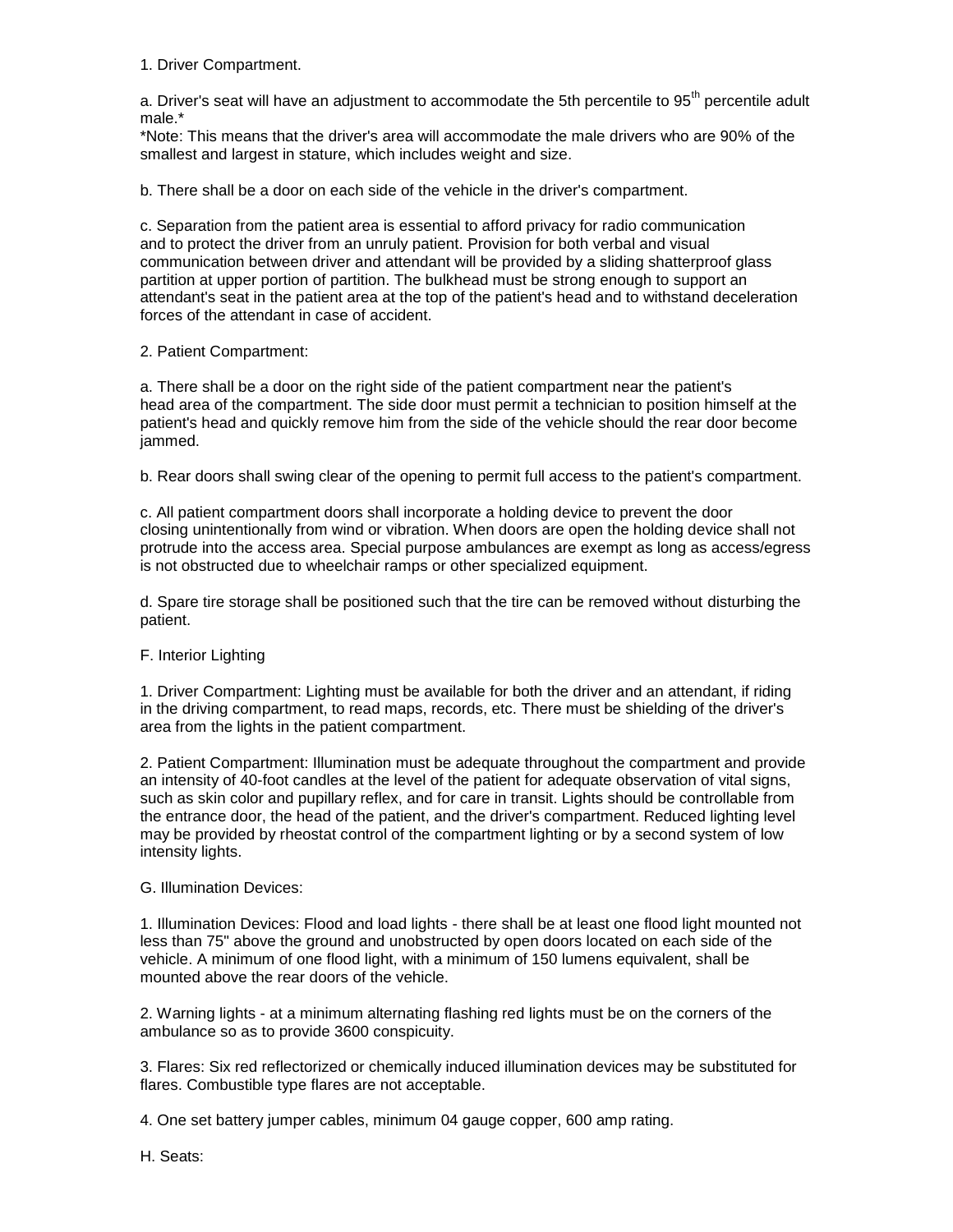1. Driver Compartment.

a. Driver's seat will have an adjustment to accommodate the 5th percentile to 95$^{th}$ percentile adult male.*
*Note: This means that the driver's area will accommodate the male drivers who are 90% of the smallest and largest in stature, which includes weight and size.

b. There shall be a door on each side of the vehicle in the driver's compartment.

c. Separation from the patient area is essential to afford privacy for radio communication and to protect the driver from an unruly patient. Provision for both verbal and visual communication between driver and attendant will be provided by a sliding shatterproof glass partition at upper portion of partition. The bulkhead must be strong enough to support an attendant's seat in the patient area at the top of the patient's head and to withstand deceleration forces of the attendant in case of accident.

2. Patient Compartment:

a. There shall be a door on the right side of the patient compartment near the patient's head area of the compartment. The side door must permit a technician to position himself at the patient's head and quickly remove him from the side of the vehicle should the rear door become jammed.

b. Rear doors shall swing clear of the opening to permit full access to the patient's compartment.

c. All patient compartment doors shall incorporate a holding device to prevent the door closing unintentionally from wind or vibration. When doors are open the holding device shall not protrude into the access area. Special purpose ambulances are exempt as long as access/egress is not obstructed due to wheelchair ramps or other specialized equipment.

d. Spare tire storage shall be positioned such that the tire can be removed without disturbing the patient.

F. Interior Lighting

1. Driver Compartment: Lighting must be available for both the driver and an attendant, if riding in the driving compartment, to read maps, records, etc. There must be shielding of the driver's area from the lights in the patient compartment.

2. Patient Compartment: Illumination must be adequate throughout the compartment and provide an intensity of 40-foot candles at the level of the patient for adequate observation of vital signs, such as skin color and pupillary reflex, and for care in transit. Lights should be controllable from the entrance door, the head of the patient, and the driver's compartment. Reduced lighting level may be provided by rheostat control of the compartment lighting or by a second system of low intensity lights.

G. Illumination Devices:

1. Illumination Devices: Flood and load lights - there shall be at least one flood light mounted not less than 75" above the ground and unobstructed by open doors located on each side of the vehicle. A minimum of one flood light, with a minimum of 150 lumens equivalent, shall be mounted above the rear doors of the vehicle.

2. Warning lights - at a minimum alternating flashing red lights must be on the corners of the ambulance so as to provide 3600 conspicuity.

3. Flares: Six red reflectorized or chemically induced illumination devices may be substituted for flares. Combustible type flares are not acceptable.

4. One set battery jumper cables, minimum 04 gauge copper, 600 amp rating.

H. Seats: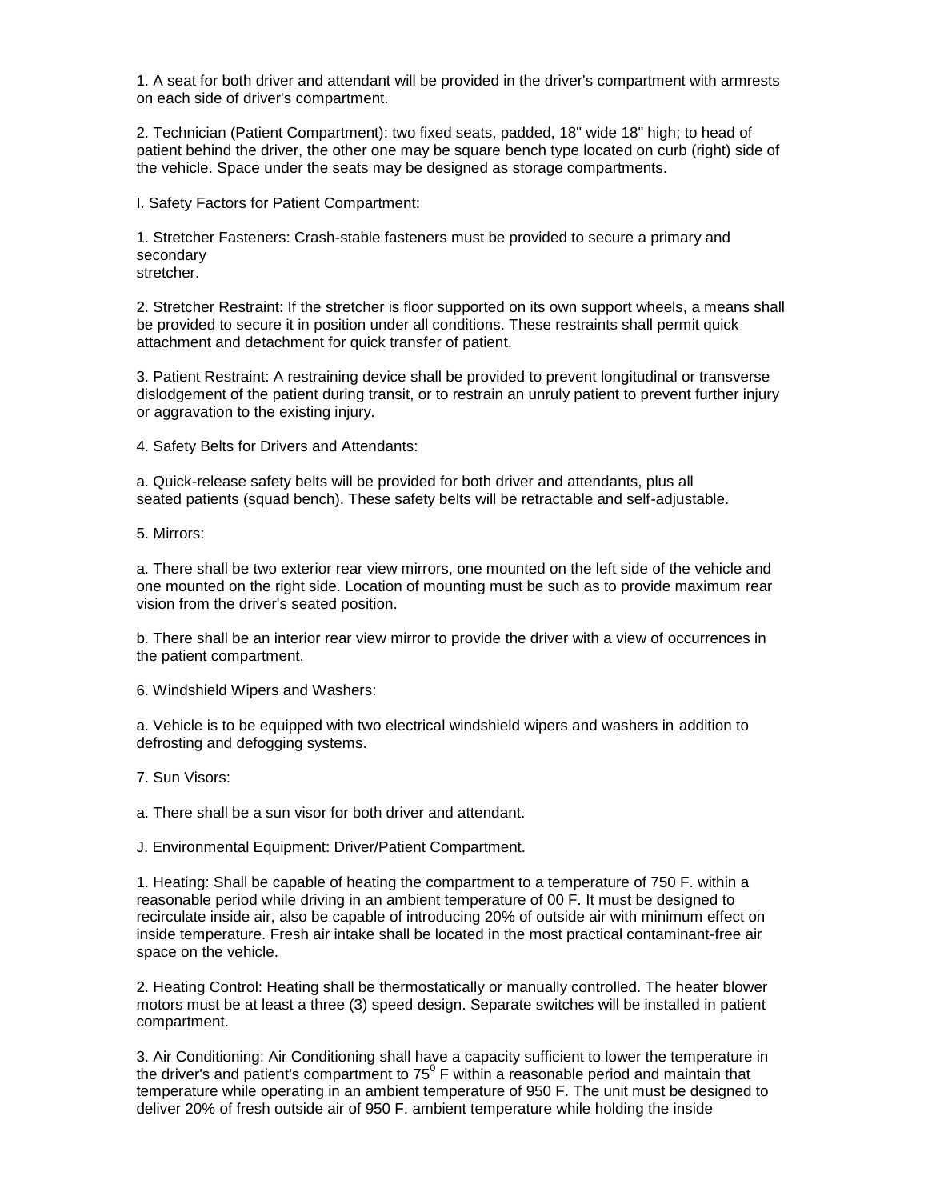1. A seat for both driver and attendant will be provided in the driver's compartment with armrests on each side of driver's compartment.

2. Technician (Patient Compartment): two fixed seats, padded, 18" wide 18" high; to head of patient behind the driver, the other one may be square bench type located on curb (right) side of the vehicle. Space under the seats may be designed as storage compartments.

I. Safety Factors for Patient Compartment:

1. Stretcher Fasteners: Crash-stable fasteners must be provided to secure a primary and secondary stretcher.

2. Stretcher Restraint: If the stretcher is floor supported on its own support wheels, a means shall be provided to secure it in position under all conditions. These restraints shall permit quick attachment and detachment for quick transfer of patient.

3. Patient Restraint: A restraining device shall be provided to prevent longitudinal or transverse dislodgement of the patient during transit, or to restrain an unruly patient to prevent further injury or aggravation to the existing injury.

4. Safety Belts for Drivers and Attendants:

a. Quick-release safety belts will be provided for both driver and attendants, plus all seated patients (squad bench). These safety belts will be retractable and self-adjustable.

5. Mirrors:

a. There shall be two exterior rear view mirrors, one mounted on the left side of the vehicle and one mounted on the right side. Location of mounting must be such as to provide maximum rear vision from the driver's seated position.

b. There shall be an interior rear view mirror to provide the driver with a view of occurrences in the patient compartment.

6. Windshield Wipers and Washers:

a. Vehicle is to be equipped with two electrical windshield wipers and washers in addition to defrosting and defogging systems.

7. Sun Visors:

a. There shall be a sun visor for both driver and attendant.

J. Environmental Equipment: Driver/Patient Compartment.

1. Heating: Shall be capable of heating the compartment to a temperature of 750 F. within a reasonable period while driving in an ambient temperature of 00 F. It must be designed to recirculate inside air, also be capable of introducing 20% of outside air with minimum effect on inside temperature. Fresh air intake shall be located in the most practical contaminant-free air space on the vehicle.

2. Heating Control: Heating shall be thermostatically or manually controlled. The heater blower motors must be at least a three (3) speed design. Separate switches will be installed in patient compartment.

3. Air Conditioning: Air Conditioning shall have a capacity sufficient to lower the temperature in the driver's and patient's compartment to $75^{0}$ F within a reasonable period and maintain that temperature while operating in an ambient temperature of 950 F. The unit must be designed to deliver 20% of fresh outside air of 950 F. ambient temperature while holding the inside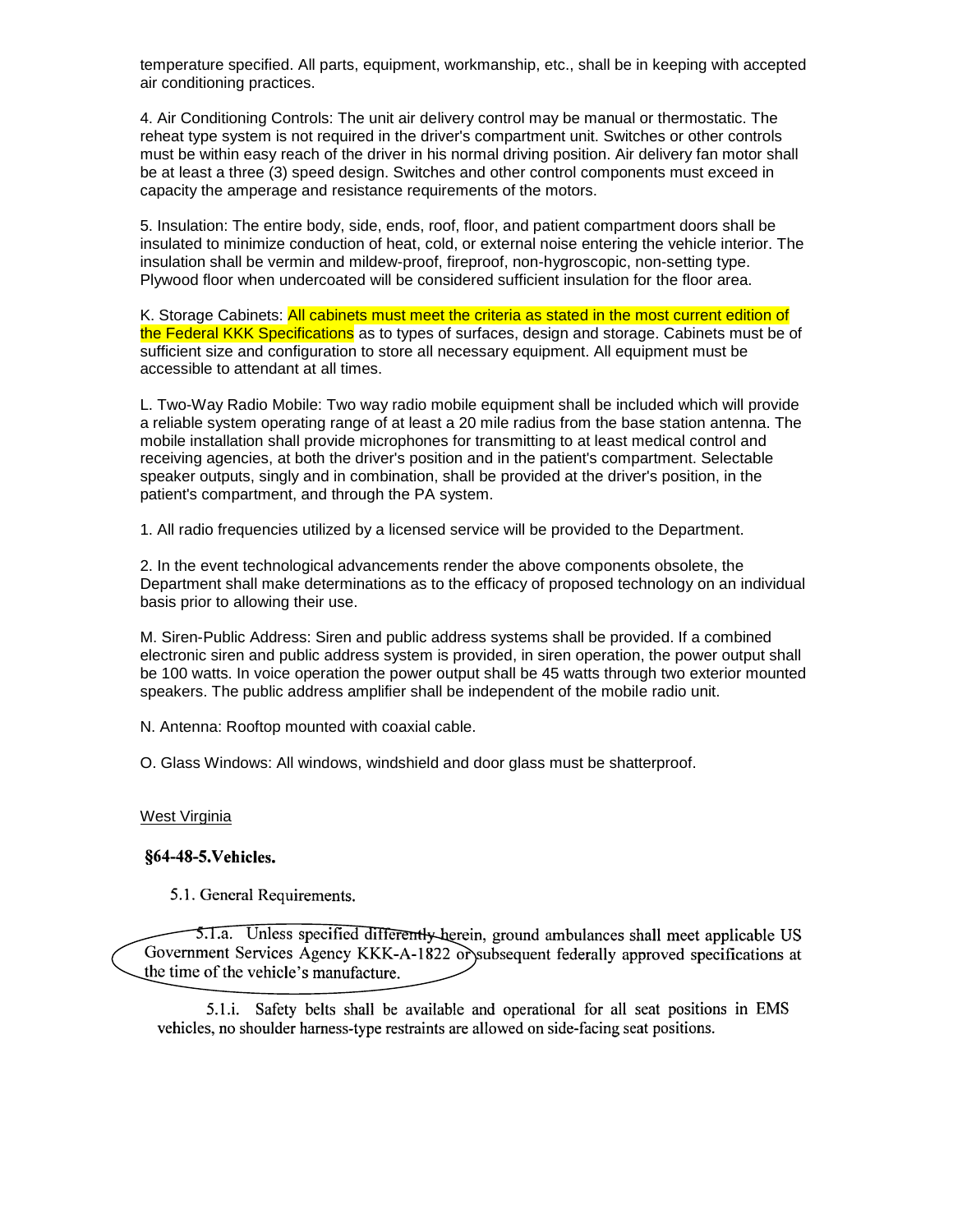temperature specified. All parts, equipment, workmanship, etc., shall be in keeping with accepted air conditioning practices.

4. Air Conditioning Controls: The unit air delivery control may be manual or thermostatic. The reheat type system is not required in the driver's compartment unit. Switches or other controls must be within easy reach of the driver in his normal driving position. Air delivery fan motor shall be at least a three (3) speed design. Switches and other control components must exceed in capacity the amperage and resistance requirements of the motors.

5. Insulation: The entire body, side, ends, roof, floor, and patient compartment doors shall be insulated to minimize conduction of heat, cold, or external noise entering the vehicle interior. The insulation shall be vermin and mildew-proof, fireproof, non-hygroscopic, non-setting type. Plywood floor when undercoated will be considered sufficient insulation for the floor area.

K. Storage Cabinets: All cabinets must meet the criteria as stated in the most current edition of the Federal KKK Specifications as to types of surfaces, design and storage. Cabinets must be of sufficient size and configuration to store all necessary equipment. All equipment must be accessible to attendant at all times.

L. Two-Way Radio Mobile: Two way radio mobile equipment shall be included which will provide a reliable system operating range of at least a 20 mile radius from the base station antenna. The mobile installation shall provide microphones for transmitting to at least medical control and receiving agencies, at both the driver's position and in the patient's compartment. Selectable speaker outputs, singly and in combination, shall be provided at the driver's position, in the patient's compartment, and through the PA system.

1. All radio frequencies utilized by a licensed service will be provided to the Department.

2. In the event technological advancements render the above components obsolete, the Department shall make determinations as to the efficacy of proposed technology on an individual basis prior to allowing their use.

M. Siren-Public Address: Siren and public address systems shall be provided. If a combined electronic siren and public address system is provided, in siren operation, the power output shall be 100 watts. In voice operation the power output shall be 45 watts through two exterior mounted speakers. The public address amplifier shall be independent of the mobile radio unit.

N. Antenna: Rooftop mounted with coaxial cable.

O. Glass Windows: All windows, windshield and door glass must be shatterproof.

West Virginia

**§64-48-5. Vehicles.**

5.1. General Requirements.

5.1.a. Unless specified differently herein, ground ambulances shall meet applicable US Government Services Agency KKK-A-1822 or subsequent federally approved specifications at the time of the vehicle's manufacture.

5.1.i. Safety belts shall be available and operational for all seat positions in EMS vehicles, no shoulder harness-type restraints are allowed on side-facing seat positions.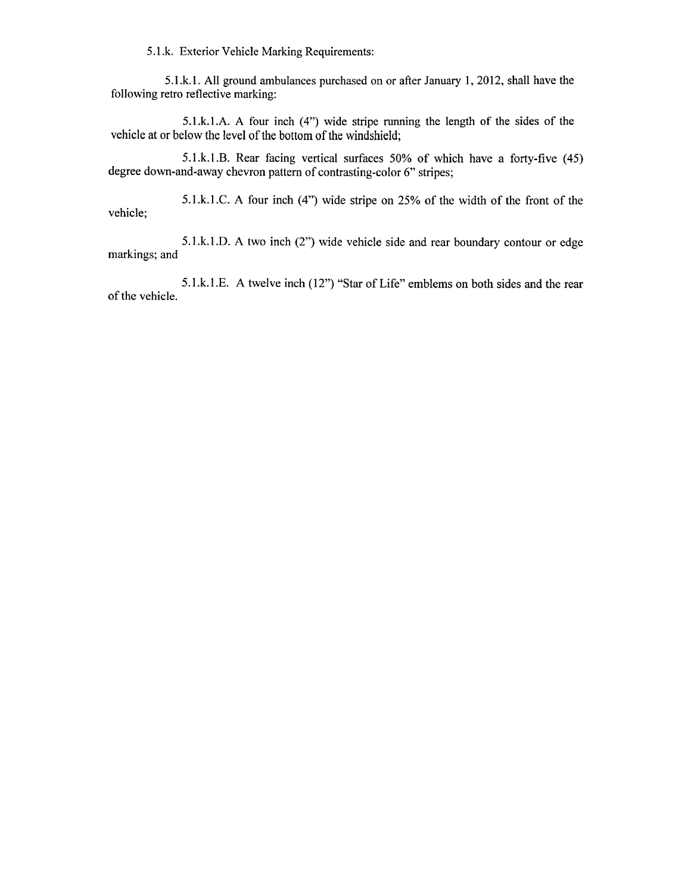5.1.k. Exterior Vehicle Marking Requirements:

5.1.k.1. All ground ambulances purchased on or after January 1, 2012, shall have the following retro reflective marking:

5.1.k.1.A. A four inch (4") wide stripe running the length of the sides of the vehicle at or below the level of the bottom of the windshield;

5.1.k.1.B. Rear facing vertical surfaces 50% of which have a forty-five (45) degree down-and-away chevron pattern of contrasting-color 6" stripes;

5.1.k.1.C. A four inch (4") wide stripe on 25% of the width of the front of the vehicle;

5.1.k.1.D. A two inch (2") wide vehicle side and rear boundary contour or edge markings; and

5.1.k.1.E. A twelve inch (12") "Star of Life" emblems on both sides and the rear of the vehicle.